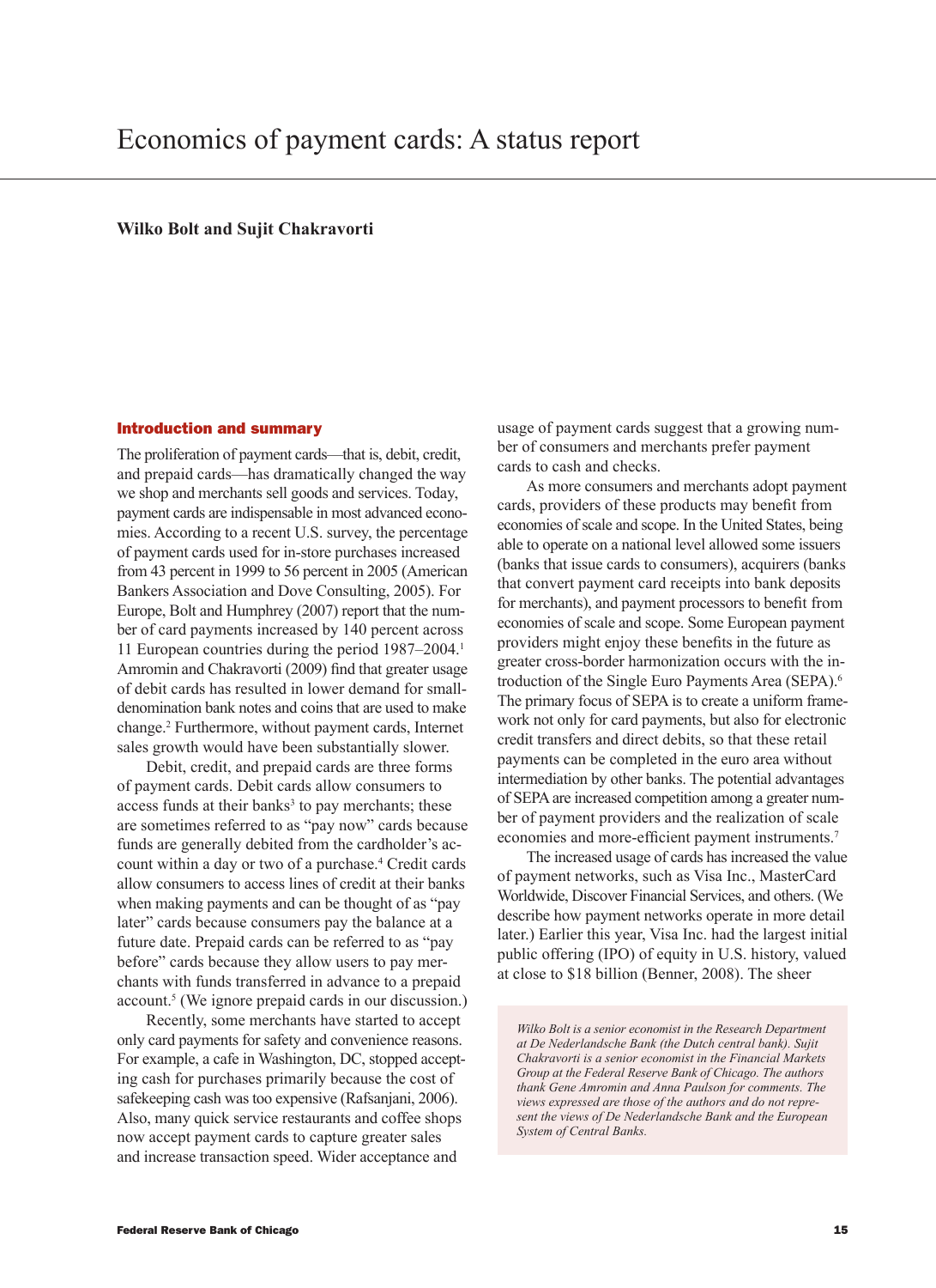# Economics of payment cards: A status report

**Wilko Bolt and Sujit Chakravorti**

## Introduction and summary

The proliferation of payment cards—that is, debit, credit, and prepaid cards—has dramatically changed the way we shop and merchants sell goods and services. Today, payment cards are indispensable in most advanced economies. According to a recent U.S. survey, the percentage of payment cards used for in-store purchases increased from 43 percent in 1999 to 56 percent in 2005 (American Bankers Association and Dove Consulting, 2005). For Europe, Bolt and Humphrey (2007) report that the number of card payments increased by 140 percent across 11 European countries during the period 1987–2004.[1] Amromin and Chakravorti (2009) find that greater usage of debit cards has resulted in lower demand for small-denomination bank notes and coins that are used to make change.[2] Furthermore, without payment cards, Internet sales growth would have been substantially slower.

Debit, credit, and prepaid cards are three forms of payment cards. Debit cards allow consumers to access funds at their banks[3] to pay merchants; these are sometimes referred to as "pay now" cards because funds are generally debited from the cardholder's account within a day or two of a purchase.[4] Credit cards allow consumers to access lines of credit at their banks when making payments and can be thought of as "pay later" cards because consumers pay the balance at a future date. Prepaid cards can be referred to as "pay before" cards because they allow users to pay merchants with funds transferred in advance to a prepaid account.[5] (We ignore prepaid cards in our discussion.)

Recently, some merchants have started to accept only card payments for safety and convenience reasons. For example, a cafe in Washington, DC, stopped accepting cash for purchases primarily because the cost of safekeeping cash was too expensive (Rafsanjani, 2006). Also, many quick service restaurants and coffee shops now accept payment cards to capture greater sales and increase transaction speed. Wider acceptance and usage of payment cards suggest that a growing number of consumers and merchants prefer payment cards to cash and checks.

As more consumers and merchants adopt payment cards, providers of these products may benefit from economies of scale and scope. In the United States, being able to operate on a national level allowed some issuers (banks that issue cards to consumers), acquirers (banks that convert payment card receipts into bank deposits for merchants), and payment processors to benefit from economies of scale and scope. Some European payment providers might enjoy these benefits in the future as greater cross-border harmonization occurs with the introduction of the Single Euro Payments Area (SEPA).[6] The primary focus of SEPA is to create a uniform framework not only for card payments, but also for electronic credit transfers and direct debits, so that these retail payments can be completed in the euro area without intermediation by other banks. The potential advantages of SEPA are increased competition among a greater number of payment providers and the realization of scale economies and more-efficient payment instruments.[7]

The increased usage of cards has increased the value of payment networks, such as Visa Inc., MasterCard Worldwide, Discover Financial Services, and others. (We describe how payment networks operate in more detail later.) Earlier this year, Visa Inc. had the largest initial public offering (IPO) of equity in U.S. history, valued at close to $18 billion (Benner, 2008). The sheer

*Wilko Bolt is a senior economist in the Research Department at De Nederlandsche Bank (the Dutch central bank). Sujit Chakravorti is a senior economist in the Financial Markets Group at the Federal Reserve Bank of Chicago. The authors thank Gene Amromin and Anna Paulson for comments. The views expressed are those of the authors and do not represent the views of De Nederlandsche Bank and the European System of Central Banks.*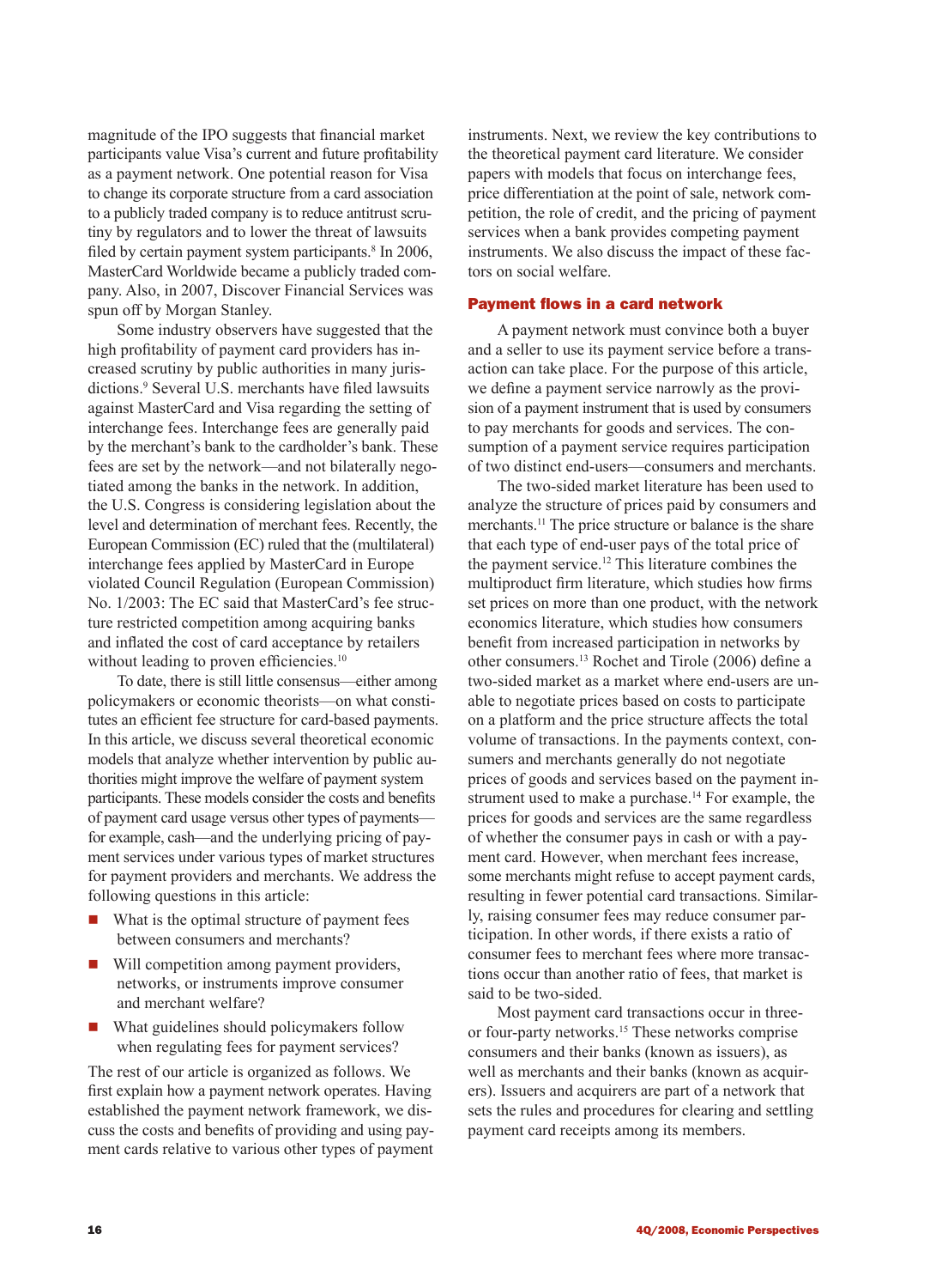magnitude of the IPO suggests that financial market participants value Visa's current and future profitability as a payment network. One potential reason for Visa to change its corporate structure from a card association to a publicly traded company is to reduce antitrust scrutiny by regulators and to lower the threat of lawsuits filed by certain payment system participants.[8] In 2006, MasterCard Worldwide became a publicly traded company. Also, in 2007, Discover Financial Services was spun off by Morgan Stanley.

Some industry observers have suggested that the high profitability of payment card providers has increased scrutiny by public authorities in many jurisdictions.[9] Several U.S. merchants have filed lawsuits against MasterCard and Visa regarding the setting of interchange fees. Interchange fees are generally paid by the merchant's bank to the cardholder's bank. These fees are set by the network—and not bilaterally negotiated among the banks in the network. In addition, the U.S. Congress is considering legislation about the level and determination of merchant fees. Recently, the European Commission (EC) ruled that the (multilateral) interchange fees applied by MasterCard in Europe violated Council Regulation (European Commission) No. 1/2003: The EC said that MasterCard's fee structure restricted competition among acquiring banks and inflated the cost of card acceptance by retailers without leading to proven efficiencies.[10]

To date, there is still little consensus—either among policymakers or economic theorists—on what constitutes an efficient fee structure for card-based payments. In this article, we discuss several theoretical economic models that analyze whether intervention by public authorities might improve the welfare of payment system participants. These models consider the costs and benefits of payment card usage versus other types of payments—for example, cash—and the underlying pricing of payment services under various types of market structures for payment providers and merchants. We address the following questions in this article:

- What is the optimal structure of payment fees between consumers and merchants?
- Will competition among payment providers, networks, or instruments improve consumer and merchant welfare?
- What guidelines should policymakers follow when regulating fees for payment services?

The rest of our article is organized as follows. We first explain how a payment network operates. Having established the payment network framework, we discuss the costs and benefits of providing and using payment cards relative to various other types of payment instruments. Next, we review the key contributions to the theoretical payment card literature. We consider papers with models that focus on interchange fees, price differentiation at the point of sale, network competition, the role of credit, and the pricing of payment services when a bank provides competing payment instruments. We also discuss the impact of these factors on social welfare.

## Payment flows in a card network

A payment network must convince both a buyer and a seller to use its payment service before a transaction can take place. For the purpose of this article, we define a payment service narrowly as the provision of a payment instrument that is used by consumers to pay merchants for goods and services. The consumption of a payment service requires participation of two distinct end-users—consumers and merchants.

The two-sided market literature has been used to analyze the structure of prices paid by consumers and merchants.[11] The price structure or balance is the share that each type of end-user pays of the total price of the payment service.[12] This literature combines the multiproduct firm literature, which studies how firms set prices on more than one product, with the network economics literature, which studies how consumers benefit from increased participation in networks by other consumers.[13] Rochet and Tirole (2006) define a two-sided market as a market where end-users are unable to negotiate prices based on costs to participate on a platform and the price structure affects the total volume of transactions. In the payments context, consumers and merchants generally do not negotiate prices of goods and services based on the payment instrument used to make a purchase.[14] For example, the prices for goods and services are the same regardless of whether the consumer pays in cash or with a payment card. However, when merchant fees increase, some merchants might refuse to accept payment cards, resulting in fewer potential card transactions. Similarly, raising consumer fees may reduce consumer participation. In other words, if there exists a ratio of consumer fees to merchant fees where more transactions occur than another ratio of fees, that market is said to be two-sided.

Most payment card transactions occur in three- or four-party networks.[15] These networks comprise consumers and their banks (known as issuers), as well as merchants and their banks (known as acquirers). Issuers and acquirers are part of a network that sets the rules and procedures for clearing and settling payment card receipts among its members.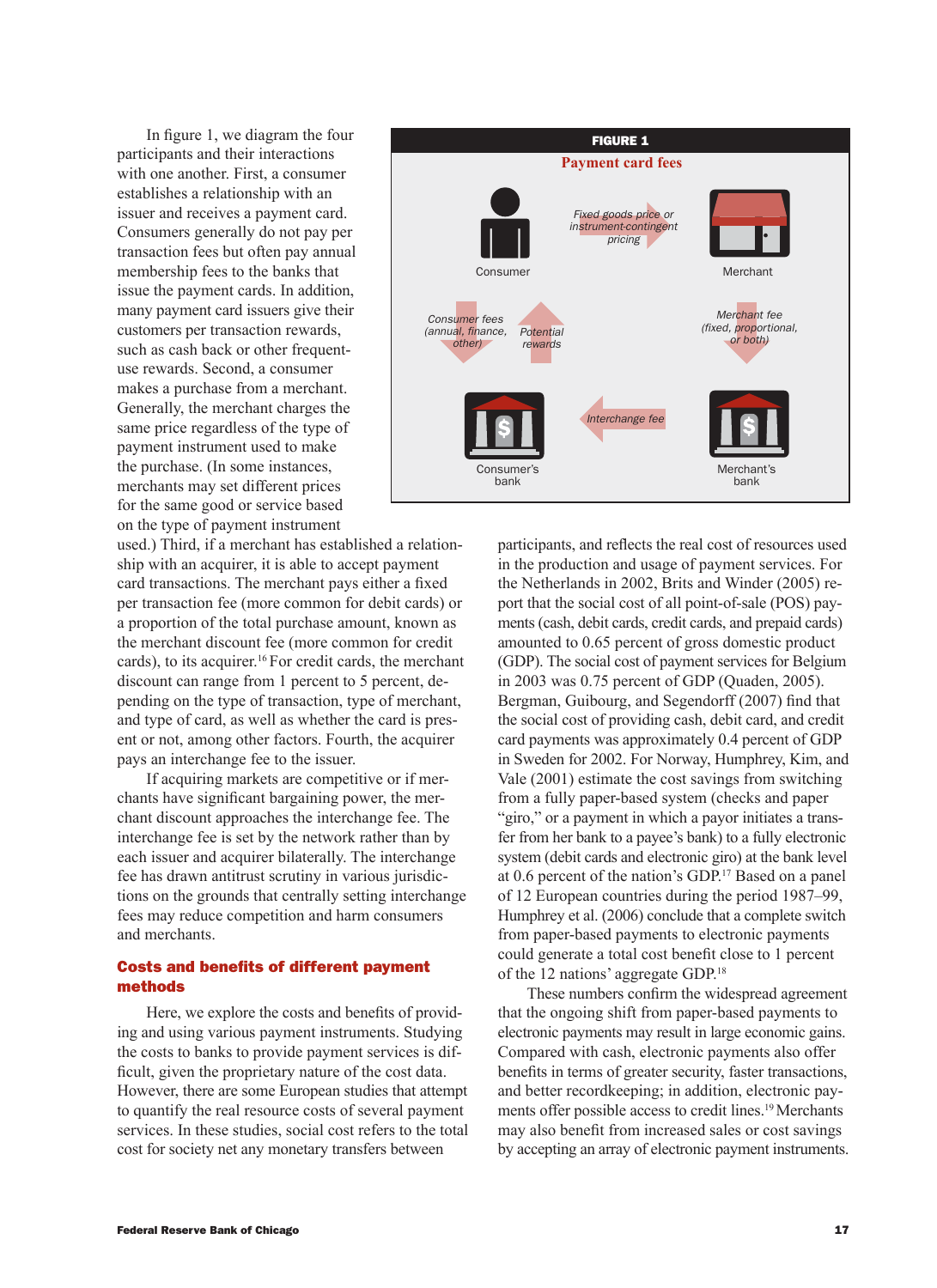In figure 1, we diagram the four participants and their interactions with one another. First, a consumer establishes a relationship with an issuer and receives a payment card. Consumers generally do not pay per transaction fees but often pay annual membership fees to the banks that issue the payment cards. In addition, many payment card issuers give their customers per transaction rewards, such as cash back or other frequent-use rewards. Second, a consumer makes a purchase from a merchant. Generally, the merchant charges the same price regardless of the type of payment instrument used to make the purchase. (In some instances, merchants may set different prices for the same good or service based on the type of payment instrument used.) Third, if a merchant has established a relationship with an acquirer, it is able to accept payment card transactions. The merchant pays either a fixed per transaction fee (more common for debit cards) or a proportion of the total purchase amount, known as the merchant discount fee (more common for credit cards), to its acquirer.[16] For credit cards, the merchant discount can range from 1 percent to 5 percent, depending on the type of transaction, type of merchant, and type of card, as well as whether the card is present or not, among other factors. Fourth, the acquirer pays an interchange fee to the issuer.

**FIGURE 1**

**Payment card fees**

Consumer — Fixed goods price or instrument-contingent pricing → Merchant

Consumer fees (annual, finance, other) — Potential rewards

Merchant fee (fixed, proportional, or both)

Consumer's bank ← Interchange fee — Merchant's bank

If acquiring markets are competitive or if merchants have significant bargaining power, the merchant discount approaches the interchange fee. The interchange fee is set by the network rather than by each issuer and acquirer bilaterally. The interchange fee has drawn antitrust scrutiny in various jurisdictions on the grounds that centrally setting interchange fees may reduce competition and harm consumers and merchants.

## Costs and benefits of different payment methods

Here, we explore the costs and benefits of providing and using various payment instruments. Studying the costs to banks to provide payment services is difficult, given the proprietary nature of the cost data. However, there are some European studies that attempt to quantify the real resource costs of several payment services. In these studies, social cost refers to the total cost for society net any monetary transfers between participants, and reflects the real cost of resources used in the production and usage of payment services. For the Netherlands in 2002, Brits and Winder (2005) report that the social cost of all point-of-sale (POS) payments (cash, debit cards, credit cards, and prepaid cards) amounted to 0.65 percent of gross domestic product (GDP). The social cost of payment services for Belgium in 2003 was 0.75 percent of GDP (Quaden, 2005). Bergman, Guibourg, and Segendorff (2007) find that the social cost of providing cash, debit card, and credit card payments was approximately 0.4 percent of GDP in Sweden for 2002. For Norway, Humphrey, Kim, and Vale (2001) estimate the cost savings from switching from a fully paper-based system (checks and paper "giro," or a payment in which a payor initiates a transfer from her bank to a payee's bank) to a fully electronic system (debit cards and electronic giro) at the bank level at 0.6 percent of the nation's GDP.[17] Based on a panel of 12 European countries during the period 1987–99, Humphrey et al. (2006) conclude that a complete switch from paper-based payments to electronic payments could generate a total cost benefit close to 1 percent of the 12 nations' aggregate GDP.[18]

These numbers confirm the widespread agreement that the ongoing shift from paper-based payments to electronic payments may result in large economic gains. Compared with cash, electronic payments also offer benefits in terms of greater security, faster transactions, and better recordkeeping; in addition, electronic payments offer possible access to credit lines.[19] Merchants may also benefit from increased sales or cost savings by accepting an array of electronic payment instruments.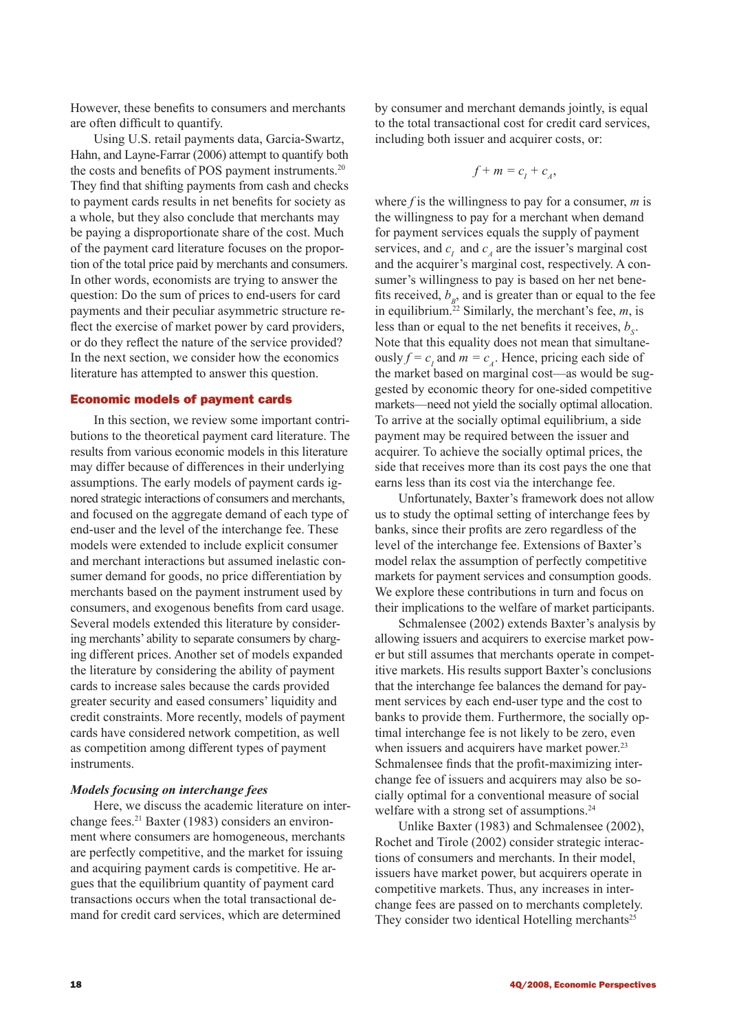However, these benefits to consumers and merchants are often difficult to quantify.

Using U.S. retail payments data, Garcia-Swartz, Hahn, and Layne-Farrar (2006) attempt to quantify both the costs and benefits of POS payment instruments.[20] They find that shifting payments from cash and checks to payment cards results in net benefits for society as a whole, but they also conclude that merchants may be paying a disproportionate share of the cost. Much of the payment card literature focuses on the proportion of the total price paid by merchants and consumers. In other words, economists are trying to answer the question: Do the sum of prices to end-users for card payments and their peculiar asymmetric structure reflect the exercise of market power by card providers, or do they reflect the nature of the service provided? In the next section, we consider how the economics literature has attempted to answer this question.

## Economic models of payment cards

In this section, we review some important contributions to the theoretical payment card literature. The results from various economic models in this literature may differ because of differences in their underlying assumptions. The early models of payment cards ignored strategic interactions of consumers and merchants, and focused on the aggregate demand of each type of end-user and the level of the interchange fee. These models were extended to include explicit consumer and merchant interactions but assumed inelastic consumer demand for goods, no price differentiation by merchants based on the payment instrument used by consumers, and exogenous benefits from card usage. Several models extended this literature by considering merchants' ability to separate consumers by charging different prices. Another set of models expanded the literature by considering the ability of payment cards to increase sales because the cards provided greater security and eased consumers' liquidity and credit constraints. More recently, models of payment cards have considered network competition, as well as competition among different types of payment instruments.

### *Models focusing on interchange fees*

Here, we discuss the academic literature on interchange fees.[21] Baxter (1983) considers an environment where consumers are homogeneous, merchants are perfectly competitive, and the market for issuing and acquiring payment cards is competitive. He argues that the equilibrium quantity of payment card transactions occurs when the total transactional demand for credit card services, which are determined by consumer and merchant demands jointly, is equal to the total transactional cost for credit card services, including both issuer and acquirer costs, or:

$$f + m = c_I + c_A,$$

where $f$ is the willingness to pay for a consumer, $m$ is the willingness to pay for a merchant when demand for payment services equals the supply of payment services, and $c_I$ and $c_A$ are the issuer's marginal cost and the acquirer's marginal cost, respectively. A consumer's willingness to pay is based on her net benefits received, $b_B$, and is greater than or equal to the fee in equilibrium.[22] Similarly, the merchant's fee, $m$, is less than or equal to the net benefits it receives, $b_S$. Note that this equality does not mean that simultaneously $f = c_I$ and $m = c_A$. Hence, pricing each side of the market based on marginal cost—as would be suggested by economic theory for one-sided competitive markets—need not yield the socially optimal allocation. To arrive at the socially optimal equilibrium, a side payment may be required between the issuer and acquirer. To achieve the socially optimal prices, the side that receives more than its cost pays the one that earns less than its cost via the interchange fee.

Unfortunately, Baxter's framework does not allow us to study the optimal setting of interchange fees by banks, since their profits are zero regardless of the level of the interchange fee. Extensions of Baxter's model relax the assumption of perfectly competitive markets for payment services and consumption goods. We explore these contributions in turn and focus on their implications to the welfare of market participants.

Schmalensee (2002) extends Baxter's analysis by allowing issuers and acquirers to exercise market power but still assumes that merchants operate in competitive markets. His results support Baxter's conclusions that the interchange fee balances the demand for payment services by each end-user type and the cost to banks to provide them. Furthermore, the socially optimal interchange fee is not likely to be zero, even when issuers and acquirers have market power.[23] Schmalensee finds that the profit-maximizing interchange fee of issuers and acquirers may also be socially optimal for a conventional measure of social welfare with a strong set of assumptions.[24]

Unlike Baxter (1983) and Schmalensee (2002), Rochet and Tirole (2002) consider strategic interactions of consumers and merchants. In their model, issuers have market power, but acquirers operate in competitive markets. Thus, any increases in interchange fees are passed on to merchants completely. They consider two identical Hotelling merchants[25]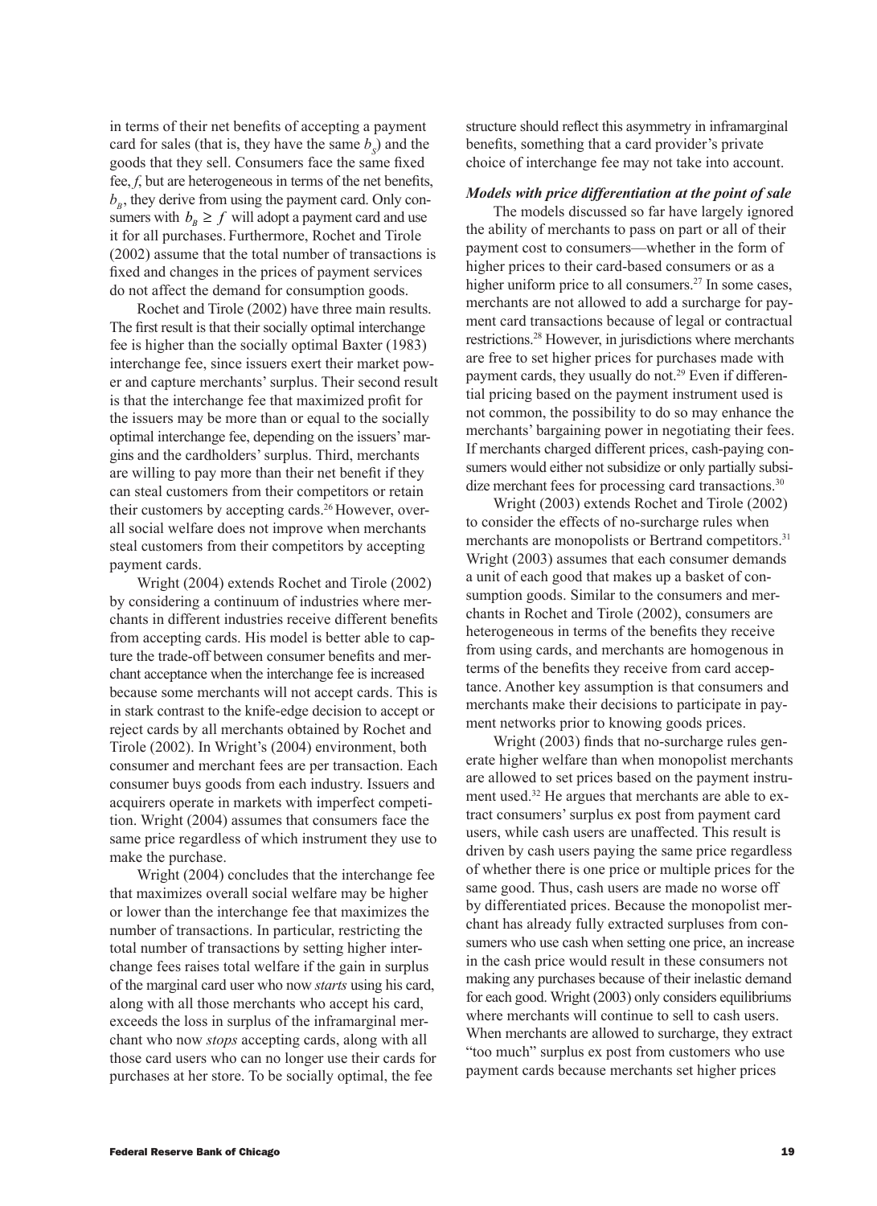in terms of their net benefits of accepting a payment card for sales (that is, they have the same $b_S$) and the goods that they sell. Consumers face the same fixed fee, $f$, but are heterogeneous in terms of the net benefits, $b_B$, they derive from using the payment card. Only consumers with $b_B \geq f$ will adopt a payment card and use it for all purchases. Furthermore, Rochet and Tirole (2002) assume that the total number of transactions is fixed and changes in the prices of payment services do not affect the demand for consumption goods.

Rochet and Tirole (2002) have three main results. The first result is that their socially optimal interchange fee is higher than the socially optimal Baxter (1983) interchange fee, since issuers exert their market power and capture merchants' surplus. Their second result is that the interchange fee that maximized profit for the issuers may be more than or equal to the socially optimal interchange fee, depending on the issuers' margins and the cardholders' surplus. Third, merchants are willing to pay more than their net benefit if they can steal customers from their competitors or retain their customers by accepting cards.[26] However, overall social welfare does not improve when merchants steal customers from their competitors by accepting payment cards.

Wright (2004) extends Rochet and Tirole (2002) by considering a continuum of industries where merchants in different industries receive different benefits from accepting cards. His model is better able to capture the trade-off between consumer benefits and merchant acceptance when the interchange fee is increased because some merchants will not accept cards. This is in stark contrast to the knife-edge decision to accept or reject cards by all merchants obtained by Rochet and Tirole (2002). In Wright's (2004) environment, both consumer and merchant fees are per transaction. Each consumer buys goods from each industry. Issuers and acquirers operate in markets with imperfect competition. Wright (2004) assumes that consumers face the same price regardless of which instrument they use to make the purchase.

Wright (2004) concludes that the interchange fee that maximizes overall social welfare may be higher or lower than the interchange fee that maximizes the number of transactions. In particular, restricting the total number of transactions by setting higher interchange fees raises total welfare if the gain in surplus of the marginal card user who now *starts* using his card, along with all those merchants who accept his card, exceeds the loss in surplus of the inframarginal merchant who now *stops* accepting cards, along with all those card users who can no longer use their cards for purchases at her store. To be socially optimal, the fee structure should reflect this asymmetry in inframarginal benefits, something that a card provider's private choice of interchange fee may not take into account.

***Models with price differentiation at the point of sale***

The models discussed so far have largely ignored the ability of merchants to pass on part or all of their payment cost to consumers—whether in the form of higher prices to their card-based consumers or as a higher uniform price to all consumers.[27] In some cases, merchants are not allowed to add a surcharge for payment card transactions because of legal or contractual restrictions.[28] However, in jurisdictions where merchants are free to set higher prices for purchases made with payment cards, they usually do not.[29] Even if differential pricing based on the payment instrument used is not common, the possibility to do so may enhance the merchants' bargaining power in negotiating their fees. If merchants charged different prices, cash-paying consumers would either not subsidize or only partially subsidize merchant fees for processing card transactions.[30]

Wright (2003) extends Rochet and Tirole (2002) to consider the effects of no-surcharge rules when merchants are monopolists or Bertrand competitors.[31] Wright (2003) assumes that each consumer demands a unit of each good that makes up a basket of consumption goods. Similar to the consumers and merchants in Rochet and Tirole (2002), consumers are heterogeneous in terms of the benefits they receive from using cards, and merchants are homogenous in terms of the benefits they receive from card acceptance. Another key assumption is that consumers and merchants make their decisions to participate in payment networks prior to knowing goods prices.

Wright (2003) finds that no-surcharge rules generate higher welfare than when monopolist merchants are allowed to set prices based on the payment instrument used.[32] He argues that merchants are able to extract consumers' surplus ex post from payment card users, while cash users are unaffected. This result is driven by cash users paying the same price regardless of whether there is one price or multiple prices for the same good. Thus, cash users are made no worse off by differentiated prices. Because the monopolist merchant has already fully extracted surpluses from consumers who use cash when setting one price, an increase in the cash price would result in these consumers not making any purchases because of their inelastic demand for each good. Wright (2003) only considers equilibriums where merchants will continue to sell to cash users. When merchants are allowed to surcharge, they extract "too much" surplus ex post from customers who use payment cards because merchants set higher prices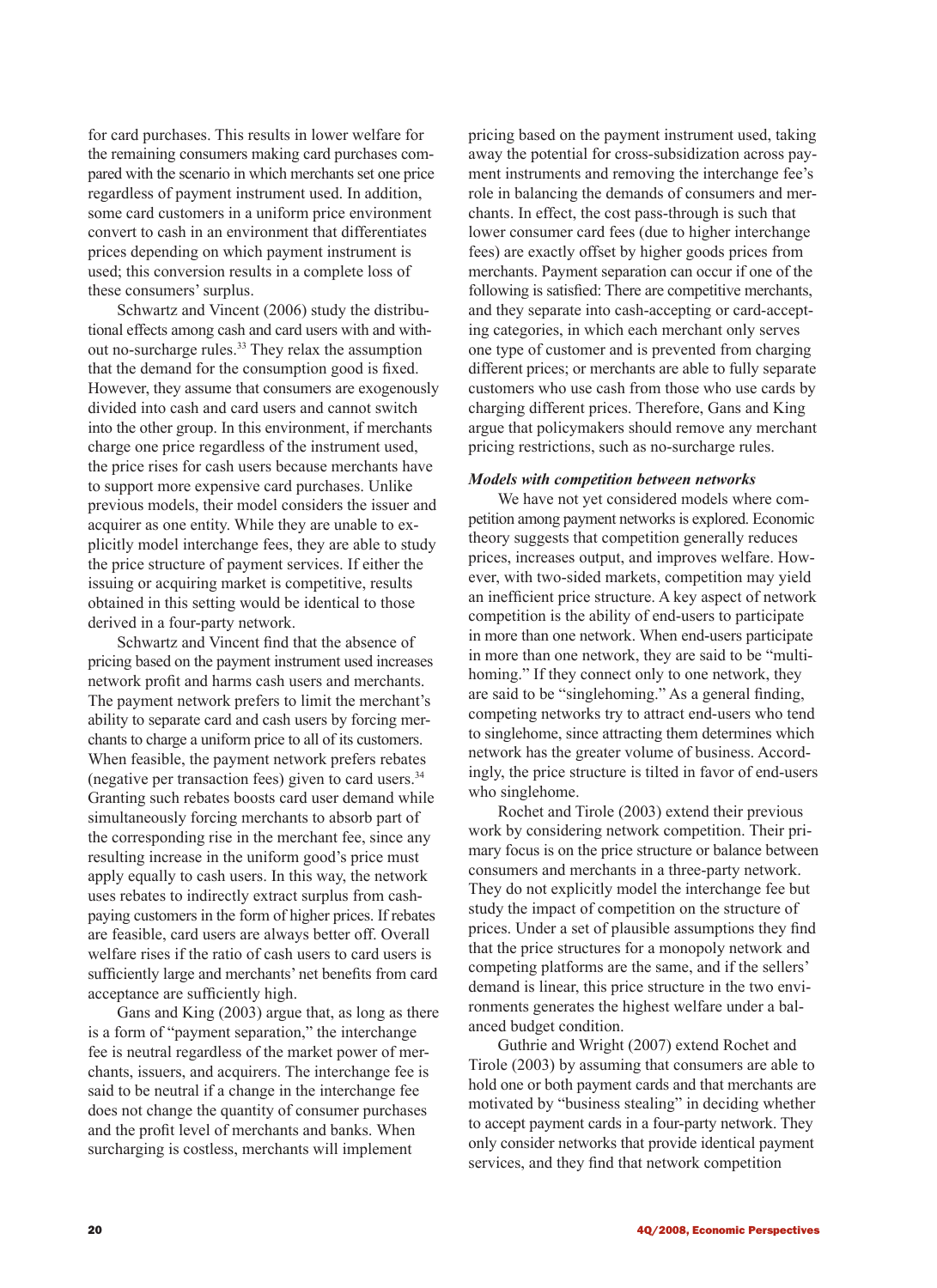for card purchases. This results in lower welfare for the remaining consumers making card purchases compared with the scenario in which merchants set one price regardless of payment instrument used. In addition, some card customers in a uniform price environment convert to cash in an environment that differentiates prices depending on which payment instrument is used; this conversion results in a complete loss of these consumers' surplus.

Schwartz and Vincent (2006) study the distributional effects among cash and card users with and without no-surcharge rules.[33] They relax the assumption that the demand for the consumption good is fixed. However, they assume that consumers are exogenously divided into cash and card users and cannot switch into the other group. In this environment, if merchants charge one price regardless of the instrument used, the price rises for cash users because merchants have to support more expensive card purchases. Unlike previous models, their model considers the issuer and acquirer as one entity. While they are unable to explicitly model interchange fees, they are able to study the price structure of payment services. If either the issuing or acquiring market is competitive, results obtained in this setting would be identical to those derived in a four-party network.

Schwartz and Vincent find that the absence of pricing based on the payment instrument used increases network profit and harms cash users and merchants. The payment network prefers to limit the merchant's ability to separate card and cash users by forcing merchants to charge a uniform price to all of its customers. When feasible, the payment network prefers rebates (negative per transaction fees) given to card users.[34] Granting such rebates boosts card user demand while simultaneously forcing merchants to absorb part of the corresponding rise in the merchant fee, since any resulting increase in the uniform good's price must apply equally to cash users. In this way, the network uses rebates to indirectly extract surplus from cash-paying customers in the form of higher prices. If rebates are feasible, card users are always better off. Overall welfare rises if the ratio of cash users to card users is sufficiently large and merchants' net benefits from card acceptance are sufficiently high.

Gans and King (2003) argue that, as long as there is a form of "payment separation," the interchange fee is neutral regardless of the market power of merchants, issuers, and acquirers. The interchange fee is said to be neutral if a change in the interchange fee does not change the quantity of consumer purchases and the profit level of merchants and banks. When surcharging is costless, merchants will implement pricing based on the payment instrument used, taking away the potential for cross-subsidization across payment instruments and removing the interchange fee's role in balancing the demands of consumers and merchants. In effect, the cost pass-through is such that lower consumer card fees (due to higher interchange fees) are exactly offset by higher goods prices from merchants. Payment separation can occur if one of the following is satisfied: There are competitive merchants, and they separate into cash-accepting or card-accepting categories, in which each merchant only serves one type of customer and is prevented from charging different prices; or merchants are able to fully separate customers who use cash from those who use cards by charging different prices. Therefore, Gans and King argue that policymakers should remove any merchant pricing restrictions, such as no-surcharge rules.

***Models with competition between networks***

We have not yet considered models where competition among payment networks is explored. Economic theory suggests that competition generally reduces prices, increases output, and improves welfare. However, with two-sided markets, competition may yield an inefficient price structure. A key aspect of network competition is the ability of end-users to participate in more than one network. When end-users participate in more than one network, they are said to be "multihoming." If they connect only to one network, they are said to be "singlehoming." As a general finding, competing networks try to attract end-users who tend to singlehome, since attracting them determines which network has the greater volume of business. Accordingly, the price structure is tilted in favor of end-users who singlehome.

Rochet and Tirole (2003) extend their previous work by considering network competition. Their primary focus is on the price structure or balance between consumers and merchants in a three-party network. They do not explicitly model the interchange fee but study the impact of competition on the structure of prices. Under a set of plausible assumptions they find that the price structures for a monopoly network and competing platforms are the same, and if the sellers' demand is linear, this price structure in the two environments generates the highest welfare under a balanced budget condition.

Guthrie and Wright (2007) extend Rochet and Tirole (2003) by assuming that consumers are able to hold one or both payment cards and that merchants are motivated by "business stealing" in deciding whether to accept payment cards in a four-party network. They only consider networks that provide identical payment services, and they find that network competition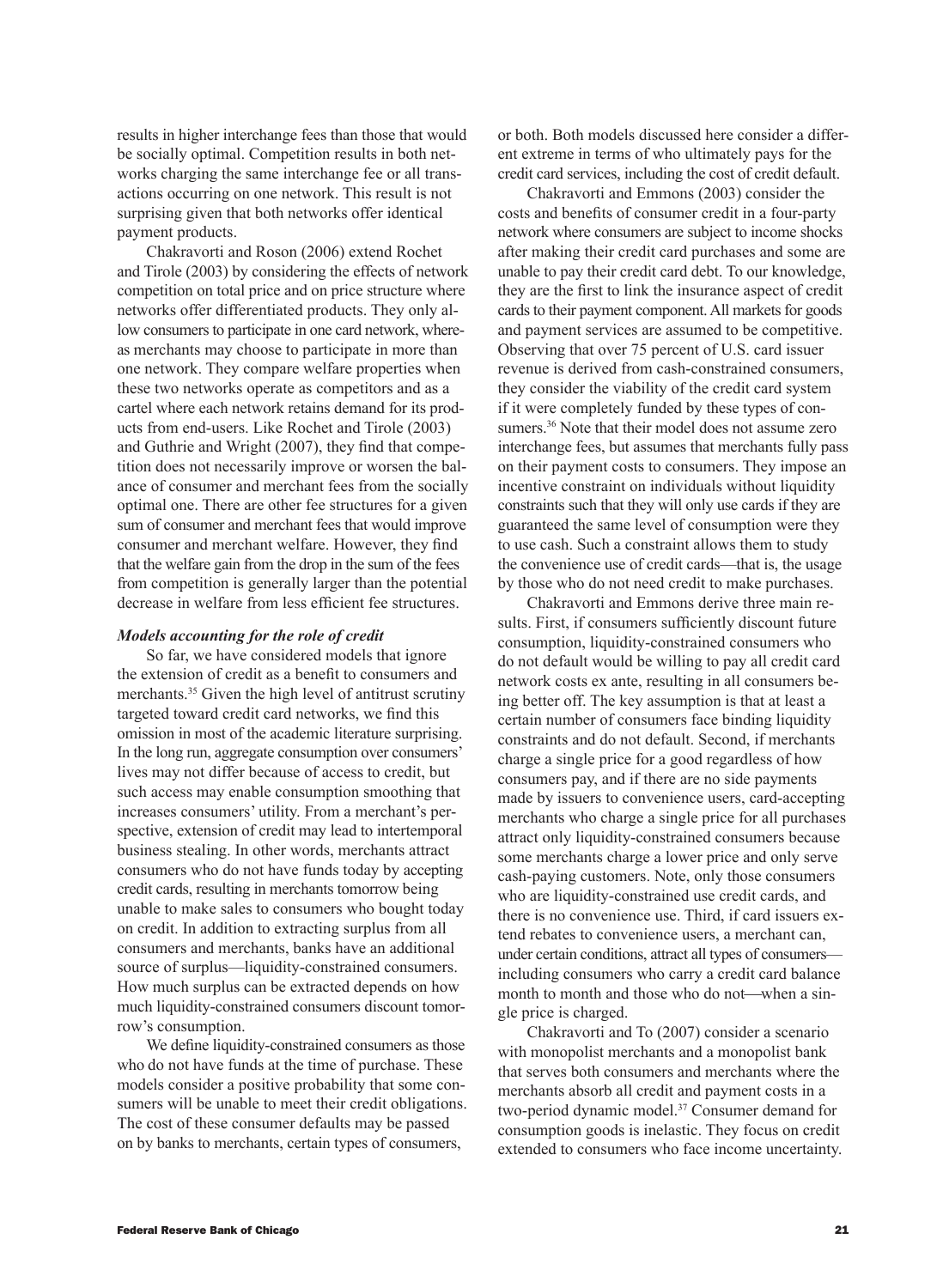results in higher interchange fees than those that would be socially optimal. Competition results in both networks charging the same interchange fee or all transactions occurring on one network. This result is not surprising given that both networks offer identical payment products.

Chakravorti and Roson (2006) extend Rochet and Tirole (2003) by considering the effects of network competition on total price and on price structure where networks offer differentiated products. They only allow consumers to participate in one card network, whereas merchants may choose to participate in more than one network. They compare welfare properties when these two networks operate as competitors and as a cartel where each network retains demand for its products from end-users. Like Rochet and Tirole (2003) and Guthrie and Wright (2007), they find that competition does not necessarily improve or worsen the balance of consumer and merchant fees from the socially optimal one. There are other fee structures for a given sum of consumer and merchant fees that would improve consumer and merchant welfare. However, they find that the welfare gain from the drop in the sum of the fees from competition is generally larger than the potential decrease in welfare from less efficient fee structures.

### *Models accounting for the role of credit*

So far, we have considered models that ignore the extension of credit as a benefit to consumers and merchants.[35] Given the high level of antitrust scrutiny targeted toward credit card networks, we find this omission in most of the academic literature surprising. In the long run, aggregate consumption over consumers' lives may not differ because of access to credit, but such access may enable consumption smoothing that increases consumers' utility. From a merchant's perspective, extension of credit may lead to intertemporal business stealing. In other words, merchants attract consumers who do not have funds today by accepting credit cards, resulting in merchants tomorrow being unable to make sales to consumers who bought today on credit. In addition to extracting surplus from all consumers and merchants, banks have an additional source of surplus—liquidity-constrained consumers. How much surplus can be extracted depends on how much liquidity-constrained consumers discount tomorrow's consumption.

We define liquidity-constrained consumers as those who do not have funds at the time of purchase. These models consider a positive probability that some consumers will be unable to meet their credit obligations. The cost of these consumer defaults may be passed on by banks to merchants, certain types of consumers, or both. Both models discussed here consider a different extreme in terms of who ultimately pays for the credit card services, including the cost of credit default.

Chakravorti and Emmons (2003) consider the costs and benefits of consumer credit in a four-party network where consumers are subject to income shocks after making their credit card purchases and some are unable to pay their credit card debt. To our knowledge, they are the first to link the insurance aspect of credit cards to their payment component. All markets for goods and payment services are assumed to be competitive. Observing that over 75 percent of U.S. card issuer revenue is derived from cash-constrained consumers, they consider the viability of the credit card system if it were completely funded by these types of consumers.[36] Note that their model does not assume zero interchange fees, but assumes that merchants fully pass on their payment costs to consumers. They impose an incentive constraint on individuals without liquidity constraints such that they will only use cards if they are guaranteed the same level of consumption were they to use cash. Such a constraint allows them to study the convenience use of credit cards—that is, the usage by those who do not need credit to make purchases.

Chakravorti and Emmons derive three main results. First, if consumers sufficiently discount future consumption, liquidity-constrained consumers who do not default would be willing to pay all credit card network costs ex ante, resulting in all consumers being better off. The key assumption is that at least a certain number of consumers face binding liquidity constraints and do not default. Second, if merchants charge a single price for a good regardless of how consumers pay, and if there are no side payments made by issuers to convenience users, card-accepting merchants who charge a single price for all purchases attract only liquidity-constrained consumers because some merchants charge a lower price and only serve cash-paying customers. Note, only those consumers who are liquidity-constrained use credit cards, and there is no convenience use. Third, if card issuers extend rebates to convenience users, a merchant can, under certain conditions, attract all types of consumers—including consumers who carry a credit card balance month to month and those who do not—when a single price is charged.

Chakravorti and To (2007) consider a scenario with monopolist merchants and a monopolist bank that serves both consumers and merchants where the merchants absorb all credit and payment costs in a two-period dynamic model.[37] Consumer demand for consumption goods is inelastic. They focus on credit extended to consumers who face income uncertainty.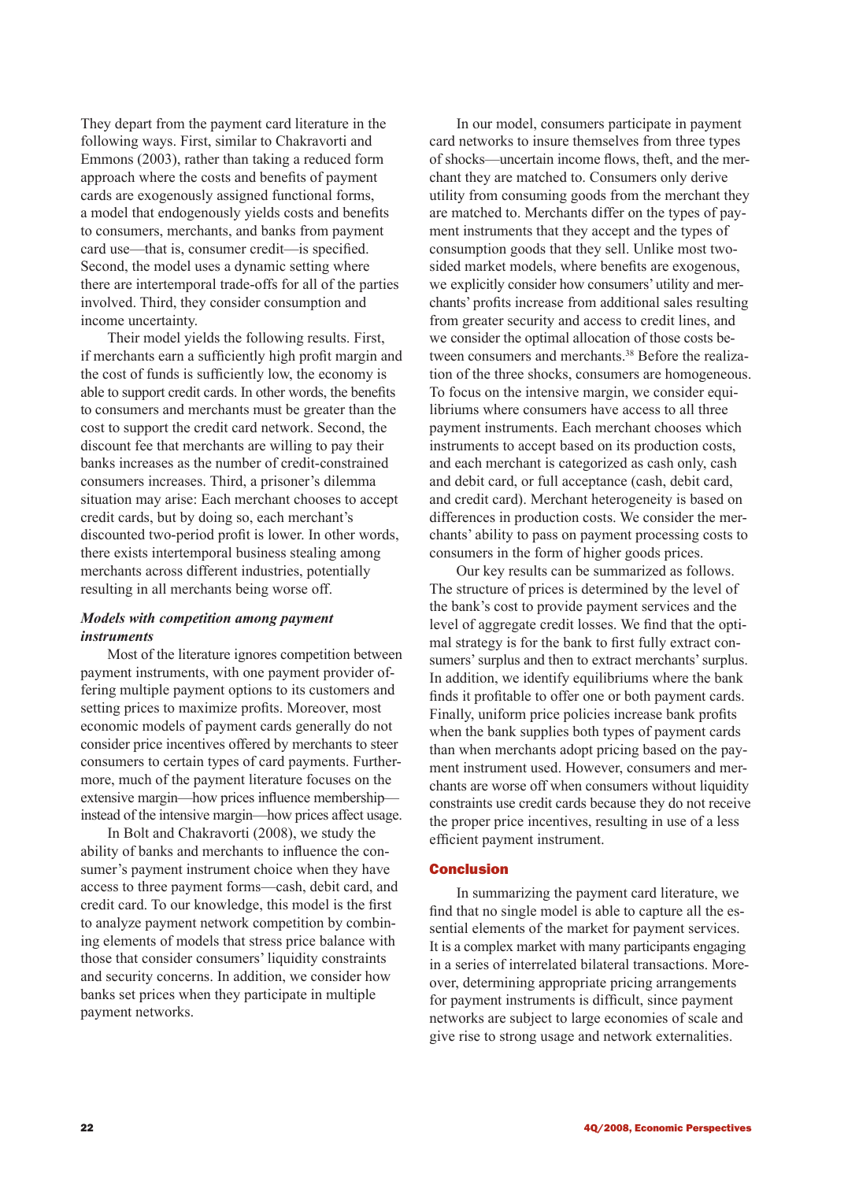They depart from the payment card literature in the following ways. First, similar to Chakravorti and Emmons (2003), rather than taking a reduced form approach where the costs and benefits of payment cards are exogenously assigned functional forms, a model that endogenously yields costs and benefits to consumers, merchants, and banks from payment card use—that is, consumer credit—is specified. Second, the model uses a dynamic setting where there are intertemporal trade-offs for all of the parties involved. Third, they consider consumption and income uncertainty.

Their model yields the following results. First, if merchants earn a sufficiently high profit margin and the cost of funds is sufficiently low, the economy is able to support credit cards. In other words, the benefits to consumers and merchants must be greater than the cost to support the credit card network. Second, the discount fee that merchants are willing to pay their banks increases as the number of credit-constrained consumers increases. Third, a prisoner's dilemma situation may arise: Each merchant chooses to accept credit cards, but by doing so, each merchant's discounted two-period profit is lower. In other words, there exists intertemporal business stealing among merchants across different industries, potentially resulting in all merchants being worse off.

### *Models with competition among payment instruments*

Most of the literature ignores competition between payment instruments, with one payment provider offering multiple payment options to its customers and setting prices to maximize profits. Moreover, most economic models of payment cards generally do not consider price incentives offered by merchants to steer consumers to certain types of card payments. Furthermore, much of the payment literature focuses on the extensive margin—how prices influence membership—instead of the intensive margin—how prices affect usage.

In Bolt and Chakravorti (2008), we study the ability of banks and merchants to influence the consumer's payment instrument choice when they have access to three payment forms—cash, debit card, and credit card. To our knowledge, this model is the first to analyze payment network competition by combining elements of models that stress price balance with those that consider consumers' liquidity constraints and security concerns. In addition, we consider how banks set prices when they participate in multiple payment networks.

In our model, consumers participate in payment card networks to insure themselves from three types of shocks—uncertain income flows, theft, and the merchant they are matched to. Consumers only derive utility from consuming goods from the merchant they are matched to. Merchants differ on the types of payment instruments that they accept and the types of consumption goods that they sell. Unlike most two-sided market models, where benefits are exogenous, we explicitly consider how consumers' utility and merchants' profits increase from additional sales resulting from greater security and access to credit lines, and we consider the optimal allocation of those costs between consumers and merchants.[38] Before the realization of the three shocks, consumers are homogeneous. To focus on the intensive margin, we consider equilibriums where consumers have access to all three payment instruments. Each merchant chooses which instruments to accept based on its production costs, and each merchant is categorized as cash only, cash and debit card, or full acceptance (cash, debit card, and credit card). Merchant heterogeneity is based on differences in production costs. We consider the merchants' ability to pass on payment processing costs to consumers in the form of higher goods prices.

Our key results can be summarized as follows. The structure of prices is determined by the level of the bank's cost to provide payment services and the level of aggregate credit losses. We find that the optimal strategy is for the bank to first fully extract consumers' surplus and then to extract merchants' surplus. In addition, we identify equilibriums where the bank finds it profitable to offer one or both payment cards. Finally, uniform price policies increase bank profits when the bank supplies both types of payment cards than when merchants adopt pricing based on the payment instrument used. However, consumers and merchants are worse off when consumers without liquidity constraints use credit cards because they do not receive the proper price incentives, resulting in use of a less efficient payment instrument.

## Conclusion

In summarizing the payment card literature, we find that no single model is able to capture all the essential elements of the market for payment services. It is a complex market with many participants engaging in a series of interrelated bilateral transactions. Moreover, determining appropriate pricing arrangements for payment instruments is difficult, since payment networks are subject to large economies of scale and give rise to strong usage and network externalities.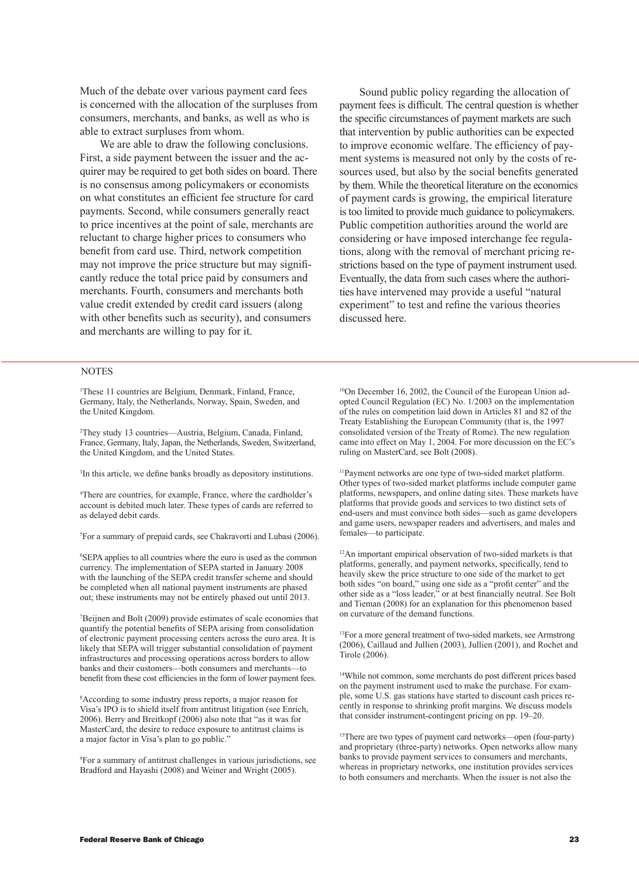Much of the debate over various payment card fees is concerned with the allocation of the surpluses from consumers, merchants, and banks, as well as who is able to extract surpluses from whom.

We are able to draw the following conclusions. First, a side payment between the issuer and the acquirer may be required to get both sides on board. There is no consensus among policymakers or economists on what constitutes an efficient fee structure for card payments. Second, while consumers generally react to price incentives at the point of sale, merchants are reluctant to charge higher prices to consumers who benefit from card use. Third, network competition may not improve the price structure but may significantly reduce the total price paid by consumers and merchants. Fourth, consumers and merchants both value credit extended by credit card issuers (along with other benefits such as security), and consumers and merchants are willing to pay for it.

Sound public policy regarding the allocation of payment fees is difficult. The central question is whether the specific circumstances of payment markets are such that intervention by public authorities can be expected to improve economic welfare. The efficiency of payment systems is measured not only by the costs of resources used, but also by the social benefits generated by them. While the theoretical literature on the economics of payment cards is growing, the empirical literature is too limited to provide much guidance to policymakers. Public competition authorities around the world are considering or have imposed interchange fee regulations, along with the removal of merchant pricing restrictions based on the type of payment instrument used. Eventually, the data from such cases where the authorities have intervened may provide a useful "natural experiment" to test and refine the various theories discussed here.

## NOTES

[1]These 11 countries are Belgium, Denmark, Finland, France, Germany, Italy, the Netherlands, Norway, Spain, Sweden, and the United Kingdom.

[2]They study 13 countries—Austria, Belgium, Canada, Finland, France, Germany, Italy, Japan, the Netherlands, Sweden, Switzerland, the United Kingdom, and the United States.

[3]In this article, we define banks broadly as depository institutions.

[4]There are countries, for example, France, where the cardholder's account is debited much later. These types of cards are referred to as delayed debit cards.

[5]For a summary of prepaid cards, see Chakravorti and Lubasi (2006).

[6]SEPA applies to all countries where the euro is used as the common currency. The implementation of SEPA started in January 2008 with the launching of the SEPA credit transfer scheme and should be completed when all national payment instruments are phased out; these instruments may not be entirely phased out until 2013.

[7]Beijnen and Bolt (2009) provide estimates of scale economies that quantify the potential benefits of SEPA arising from consolidation of electronic payment processing centers across the euro area. It is likely that SEPA will trigger substantial consolidation of payment infrastructures and processing operations across borders to allow banks and their customers—both consumers and merchants—to benefit from these cost efficiencies in the form of lower payment fees.

[8]According to some industry press reports, a major reason for Visa's IPO is to shield itself from antitrust litigation (see Enrich, 2006). Berry and Breitkopf (2006) also note that "as it was for MasterCard, the desire to reduce exposure to antitrust claims is a major factor in Visa's plan to go public."

[9]For a summary of antitrust challenges in various jurisdictions, see Bradford and Hayashi (2008) and Weiner and Wright (2005).

[10]On December 16, 2002, the Council of the European Union adopted Council Regulation (EC) No. 1/2003 on the implementation of the rules on competition laid down in Articles 81 and 82 of the Treaty Establishing the European Community (that is, the 1997 consolidated version of the Treaty of Rome). The new regulation came into effect on May 1, 2004. For more discussion on the EC's ruling on MasterCard, see Bolt (2008).

[11]Payment networks are one type of two-sided market platform. Other types of two-sided market platforms include computer game platforms, newspapers, and online dating sites. These markets have platforms that provide goods and services to two distinct sets of end-users and must convince both sides—such as game developers and game users, newspaper readers and advertisers, and males and females—to participate.

[12]An important empirical observation of two-sided markets is that platforms, generally, and payment networks, specifically, tend to heavily skew the price structure to one side of the market to get both sides "on board," using one side as a "profit center" and the other side as a "loss leader," or at best financially neutral. See Bolt and Tieman (2008) for an explanation for this phenomenon based on curvature of the demand functions.

[13]For a more general treatment of two-sided markets, see Armstrong (2006), Caillaud and Jullien (2003), Jullien (2001), and Rochet and Tirole (2006).

[14]While not common, some merchants do post different prices based on the payment instrument used to make the purchase. For example, some U.S. gas stations have started to discount cash prices recently in response to shrinking profit margins. We discuss models that consider instrument-contingent pricing on pp. 19–20.

[15]There are two types of payment card networks—open (four-party) and proprietary (three-party) networks. Open networks allow many banks to provide payment services to consumers and merchants, whereas in proprietary networks, one institution provides services to both consumers and merchants. When the issuer is not also the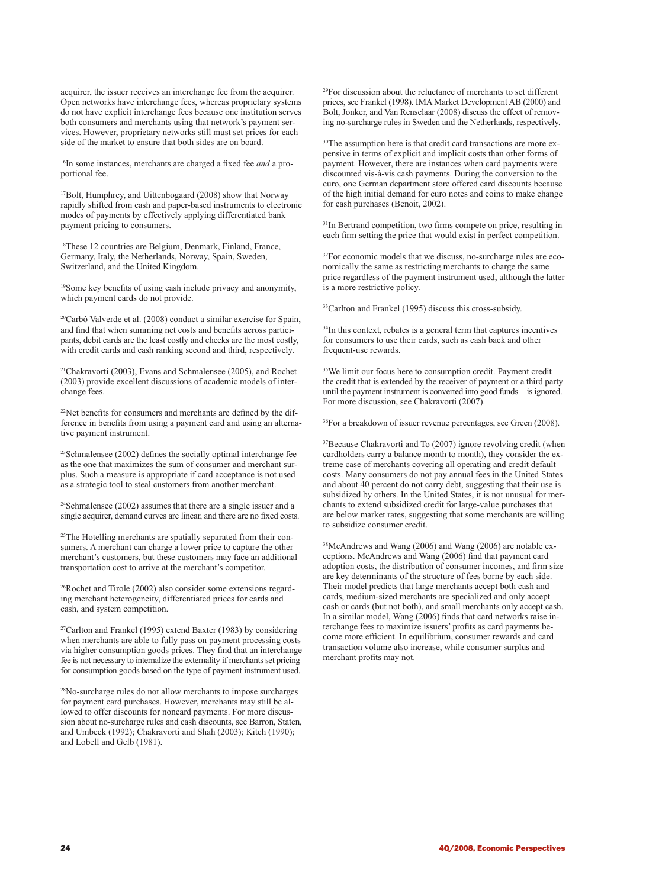acquirer, the issuer receives an interchange fee from the acquirer. Open networks have interchange fees, whereas proprietary systems do not have explicit interchange fees because one institution serves both consumers and merchants using that network's payment services. However, proprietary networks still must set prices for each side of the market to ensure that both sides are on board.

[16]In some instances, merchants are charged a fixed fee *and* a proportional fee.

[17]Bolt, Humphrey, and Uittenbogaard (2008) show that Norway rapidly shifted from cash and paper-based instruments to electronic modes of payments by effectively applying differentiated bank payment pricing to consumers.

[18]These 12 countries are Belgium, Denmark, Finland, France, Germany, Italy, the Netherlands, Norway, Spain, Sweden, Switzerland, and the United Kingdom.

[19]Some key benefits of using cash include privacy and anonymity, which payment cards do not provide.

[20]Carbó Valverde et al. (2008) conduct a similar exercise for Spain, and find that when summing net costs and benefits across participants, debit cards are the least costly and checks are the most costly, with credit cards and cash ranking second and third, respectively.

[21]Chakravorti (2003), Evans and Schmalensee (2005), and Rochet (2003) provide excellent discussions of academic models of interchange fees.

[22]Net benefits for consumers and merchants are defined by the difference in benefits from using a payment card and using an alternative payment instrument.

[23]Schmalensee (2002) defines the socially optimal interchange fee as the one that maximizes the sum of consumer and merchant surplus. Such a measure is appropriate if card acceptance is not used as a strategic tool to steal customers from another merchant.

[24]Schmalensee (2002) assumes that there are a single issuer and a single acquirer, demand curves are linear, and there are no fixed costs.

[25]The Hotelling merchants are spatially separated from their consumers. A merchant can charge a lower price to capture the other merchant's customers, but these customers may face an additional transportation cost to arrive at the merchant's competitor.

[26]Rochet and Tirole (2002) also consider some extensions regarding merchant heterogeneity, differentiated prices for cards and cash, and system competition.

[27]Carlton and Frankel (1995) extend Baxter (1983) by considering when merchants are able to fully pass on payment processing costs via higher consumption goods prices. They find that an interchange fee is not necessary to internalize the externality if merchants set pricing for consumption goods based on the type of payment instrument used.

[28]No-surcharge rules do not allow merchants to impose surcharges for payment card purchases. However, merchants may still be allowed to offer discounts for noncard payments. For more discussion about no-surcharge rules and cash discounts, see Barron, Staten, and Umbeck (1992); Chakravorti and Shah (2003); Kitch (1990); and Lobell and Gelb (1981).

[29]For discussion about the reluctance of merchants to set different prices, see Frankel (1998). IMA Market Development AB (2000) and Bolt, Jonker, and Van Renselaar (2008) discuss the effect of removing no-surcharge rules in Sweden and the Netherlands, respectively.

[30]The assumption here is that credit card transactions are more expensive in terms of explicit and implicit costs than other forms of payment. However, there are instances when card payments were discounted vis-à-vis cash payments. During the conversion to the euro, one German department store offered card discounts because of the high initial demand for euro notes and coins to make change for cash purchases (Benoit, 2002).

[31]In Bertrand competition, two firms compete on price, resulting in each firm setting the price that would exist in perfect competition.

[32]For economic models that we discuss, no-surcharge rules are economically the same as restricting merchants to charge the same price regardless of the payment instrument used, although the latter is a more restrictive policy.

[33]Carlton and Frankel (1995) discuss this cross-subsidy.

[34]In this context, rebates is a general term that captures incentives for consumers to use their cards, such as cash back and other frequent-use rewards.

[35]We limit our focus here to consumption credit. Payment credit—the credit that is extended by the receiver of payment or a third party until the payment instrument is converted into good funds—is ignored. For more discussion, see Chakravorti (2007).

[36]For a breakdown of issuer revenue percentages, see Green (2008).

[37]Because Chakravorti and To (2007) ignore revolving credit (when cardholders carry a balance month to month), they consider the extreme case of merchants covering all operating and credit default costs. Many consumers do not pay annual fees in the United States and about 40 percent do not carry debt, suggesting that their use is subsidized by others. In the United States, it is not unusual for merchants to extend subsidized credit for large-value purchases that are below market rates, suggesting that some merchants are willing to subsidize consumer credit.

[38]McAndrews and Wang (2006) and Wang (2006) are notable exceptions. McAndrews and Wang (2006) find that payment card adoption costs, the distribution of consumer incomes, and firm size are key determinants of the structure of fees borne by each side. Their model predicts that large merchants accept both cash and cards, medium-sized merchants are specialized and only accept cash or cards (but not both), and small merchants only accept cash. In a similar model, Wang (2006) finds that card networks raise interchange fees to maximize issuers' profits as card payments become more efficient. In equilibrium, consumer rewards and card transaction volume also increase, while consumer surplus and merchant profits may not.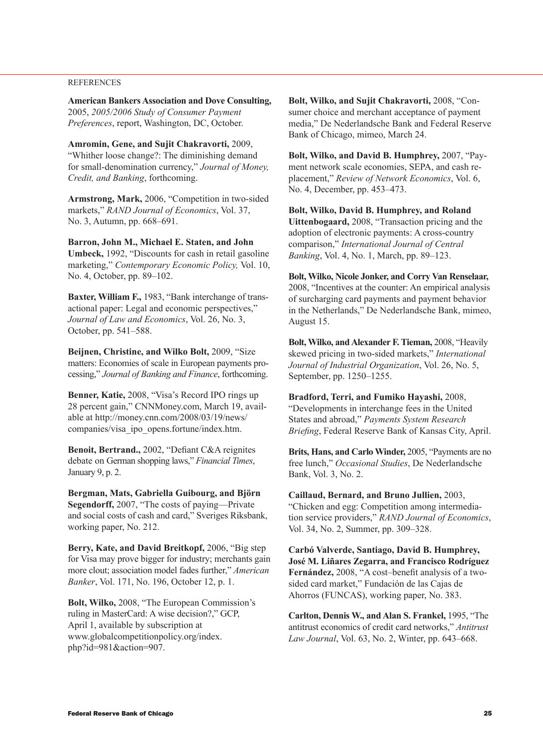REFERENCES

**American Bankers Association and Dove Consulting,** 2005, *2005/2006 Study of Consumer Payment Preferences*, report, Washington, DC, October.

**Amromin, Gene, and Sujit Chakravorti,** 2009, "Whither loose change?: The diminishing demand for small-denomination currency," *Journal of Money, Credit, and Banking*, forthcoming.

**Armstrong, Mark,** 2006, "Competition in two-sided markets," *RAND Journal of Economics*, Vol. 37, No. 3, Autumn, pp. 668–691.

**Barron, John M., Michael E. Staten, and John Umbeck,** 1992, "Discounts for cash in retail gasoline marketing," *Contemporary Economic Policy,* Vol. 10, No. 4, October, pp. 89–102.

**Baxter, William F.,** 1983, "Bank interchange of transactional paper: Legal and economic perspectives," *Journal of Law and Economics*, Vol. 26, No. 3, October, pp. 541–588.

**Beijnen, Christine, and Wilko Bolt,** 2009, "Size matters: Economies of scale in European payments processing," *Journal of Banking and Finance*, forthcoming.

**Benner, Katie,** 2008, "Visa's Record IPO rings up 28 percent gain," CNNMoney.com, March 19, available at http://money.cnn.com/2008/03/19/news/companies/visa_ipo_opens.fortune/index.htm.

**Benoit, Bertrand.,** 2002, "Defiant C&A reignites debate on German shopping laws," *Financial Times*, January 9, p. 2.

**Bergman, Mats, Gabriella Guibourg, and Björn Segendorff,** 2007, "The costs of paying—Private and social costs of cash and card," Sveriges Riksbank, working paper, No. 212.

**Berry, Kate, and David Breitkopf,** 2006, "Big step for Visa may prove bigger for industry; merchants gain more clout; association model fades further," *American Banker*, Vol. 171, No. 196, October 12, p. 1.

**Bolt, Wilko,** 2008, "The European Commission's ruling in MasterCard: A wise decision?," GCP, April 1, available by subscription at www.globalcompetitionpolicy.org/index.php?id=981&action=907.

**Bolt, Wilko, and Sujit Chakravorti,** 2008, "Consumer choice and merchant acceptance of payment media," De Nederlandsche Bank and Federal Reserve Bank of Chicago, mimeo, March 24.

**Bolt, Wilko, and David B. Humphrey,** 2007, "Payment network scale economies, SEPA, and cash replacement," *Review of Network Economics*, Vol. 6, No. 4, December, pp. 453–473.

**Bolt, Wilko, David B. Humphrey, and Roland Uittenbogaard,** 2008, "Transaction pricing and the adoption of electronic payments: A cross-country comparison," *International Journal of Central Banking*, Vol. 4, No. 1, March, pp. 89–123.

**Bolt, Wilko, Nicole Jonker, and Corry Van Renselaar,** 2008, "Incentives at the counter: An empirical analysis of surcharging card payments and payment behavior in the Netherlands," De Nederlandsche Bank, mimeo, August 15.

**Bolt, Wilko, and Alexander F. Tieman,** 2008, "Heavily skewed pricing in two-sided markets," *International Journal of Industrial Organization*, Vol. 26, No. 5, September, pp. 1250–1255.

**Bradford, Terri, and Fumiko Hayashi,** 2008, "Developments in interchange fees in the United States and abroad," *Payments System Research Briefing*, Federal Reserve Bank of Kansas City, April.

**Brits, Hans, and Carlo Winder,** 2005, "Payments are no free lunch," *Occasional Studies*, De Nederlandsche Bank, Vol. 3, No. 2.

**Caillaud, Bernard, and Bruno Jullien,** 2003, "Chicken and egg: Competition among intermediation service providers," *RAND Journal of Economics*, Vol. 34, No. 2, Summer, pp. 309–328.

**Carbó Valverde, Santiago, David B. Humphrey, José M. Liñares Zegarra, and Francisco Rodríguez Fernández,** 2008, "A cost–benefit analysis of a two-sided card market," Fundación de las Cajas de Ahorros (FUNCAS), working paper, No. 383.

**Carlton, Dennis W., and Alan S. Frankel,** 1995, "The antitrust economics of credit card networks," *Antitrust Law Journal*, Vol. 63, No. 2, Winter, pp. 643–668.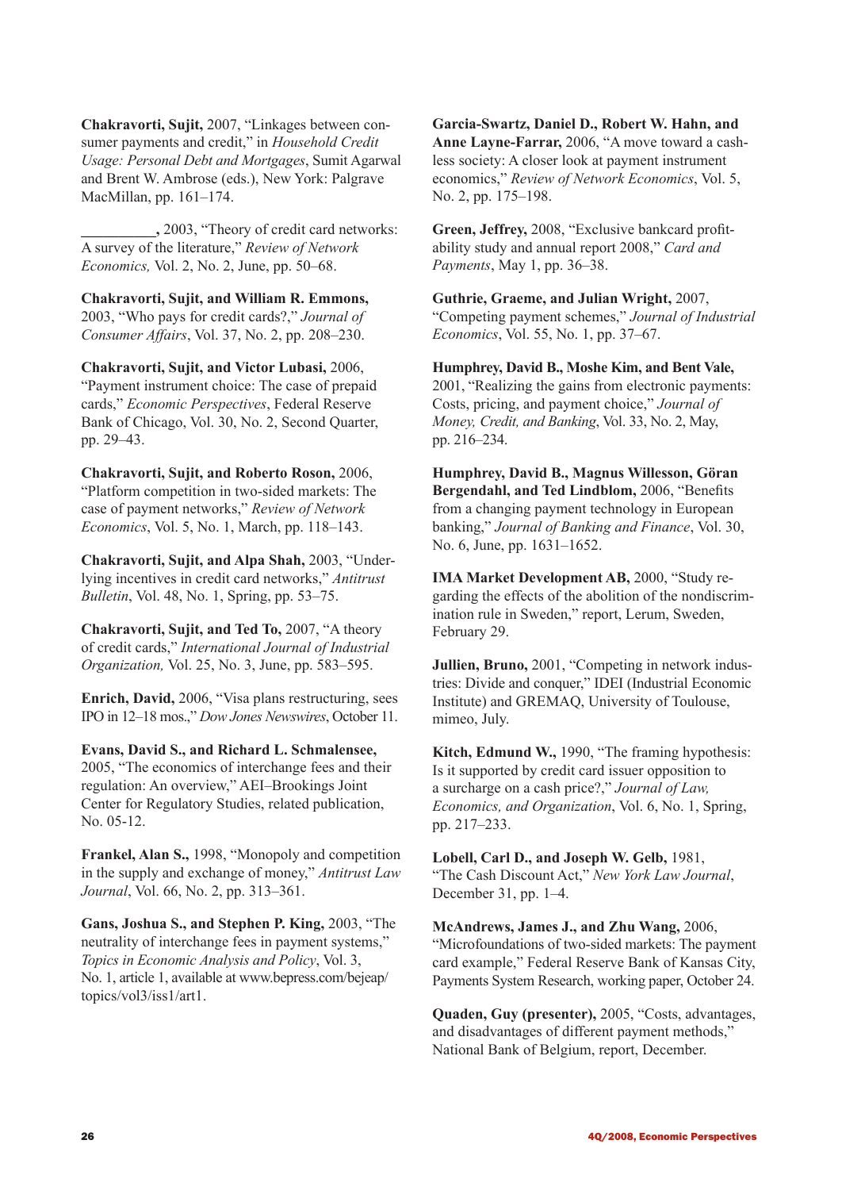**Chakravorti, Sujit,** 2007, "Linkages between consumer payments and credit," in *Household Credit Usage: Personal Debt and Mortgages*, Sumit Agarwal and Brent W. Ambrose (eds.), New York: Palgrave MacMillan, pp. 161–174.

**__________,** 2003, "Theory of credit card networks: A survey of the literature," *Review of Network Economics,* Vol. 2, No. 2, June, pp. 50–68.

**Chakravorti, Sujit, and William R. Emmons,** 2003, "Who pays for credit cards?," *Journal of Consumer Affairs*, Vol. 37, No. 2, pp. 208–230.

**Chakravorti, Sujit, and Victor Lubasi,** 2006, "Payment instrument choice: The case of prepaid cards," *Economic Perspectives*, Federal Reserve Bank of Chicago, Vol. 30, No. 2, Second Quarter, pp. 29–43.

**Chakravorti, Sujit, and Roberto Roson,** 2006, "Platform competition in two-sided markets: The case of payment networks," *Review of Network Economics*, Vol. 5, No. 1, March, pp. 118–143.

**Chakravorti, Sujit, and Alpa Shah,** 2003, "Underlying incentives in credit card networks," *Antitrust Bulletin*, Vol. 48, No. 1, Spring, pp. 53–75.

**Chakravorti, Sujit, and Ted To,** 2007, "A theory of credit cards," *International Journal of Industrial Organization,* Vol. 25, No. 3, June, pp. 583–595.

**Enrich, David,** 2006, "Visa plans restructuring, sees IPO in 12–18 mos.," *Dow Jones Newswires*, October 11.

**Evans, David S., and Richard L. Schmalensee,** 2005, "The economics of interchange fees and their regulation: An overview," AEI–Brookings Joint Center for Regulatory Studies, related publication, No. 05-12.

**Frankel, Alan S.,** 1998, "Monopoly and competition in the supply and exchange of money," *Antitrust Law Journal*, Vol. 66, No. 2, pp. 313–361.

**Gans, Joshua S., and Stephen P. King,** 2003, "The neutrality of interchange fees in payment systems," *Topics in Economic Analysis and Policy*, Vol. 3, No. 1, article 1, available at www.bepress.com/bejeap/topics/vol3/iss1/art1.

**Garcia-Swartz, Daniel D., Robert W. Hahn, and Anne Layne-Farrar,** 2006, "A move toward a cashless society: A closer look at payment instrument economics," *Review of Network Economics*, Vol. 5, No. 2, pp. 175–198.

**Green, Jeffrey,** 2008, "Exclusive bankcard profitability study and annual report 2008," *Card and Payments*, May 1, pp. 36–38.

**Guthrie, Graeme, and Julian Wright,** 2007, "Competing payment schemes," *Journal of Industrial Economics*, Vol. 55, No. 1, pp. 37–67.

**Humphrey, David B., Moshe Kim, and Bent Vale,** 2001, "Realizing the gains from electronic payments: Costs, pricing, and payment choice," *Journal of Money, Credit, and Banking*, Vol. 33, No. 2, May, pp. 216–234.

**Humphrey, David B., Magnus Willesson, Göran Bergendahl, and Ted Lindblom,** 2006, "Benefits from a changing payment technology in European banking," *Journal of Banking and Finance*, Vol. 30, No. 6, June, pp. 1631–1652.

**IMA Market Development AB,** 2000, "Study regarding the effects of the abolition of the nondiscrimination rule in Sweden," report, Lerum, Sweden, February 29.

**Jullien, Bruno,** 2001, "Competing in network industries: Divide and conquer," IDEI (Industrial Economic Institute) and GREMAQ, University of Toulouse, mimeo, July.

**Kitch, Edmund W.,** 1990, "The framing hypothesis: Is it supported by credit card issuer opposition to a surcharge on a cash price?," *Journal of Law, Economics, and Organization*, Vol. 6, No. 1, Spring, pp. 217–233.

**Lobell, Carl D., and Joseph W. Gelb,** 1981, "The Cash Discount Act," *New York Law Journal*, December 31, pp. 1–4.

**McAndrews, James J., and Zhu Wang,** 2006, "Microfoundations of two-sided markets: The payment card example," Federal Reserve Bank of Kansas City, Payments System Research, working paper, October 24.

**Quaden, Guy (presenter),** 2005, "Costs, advantages, and disadvantages of different payment methods," National Bank of Belgium, report, December.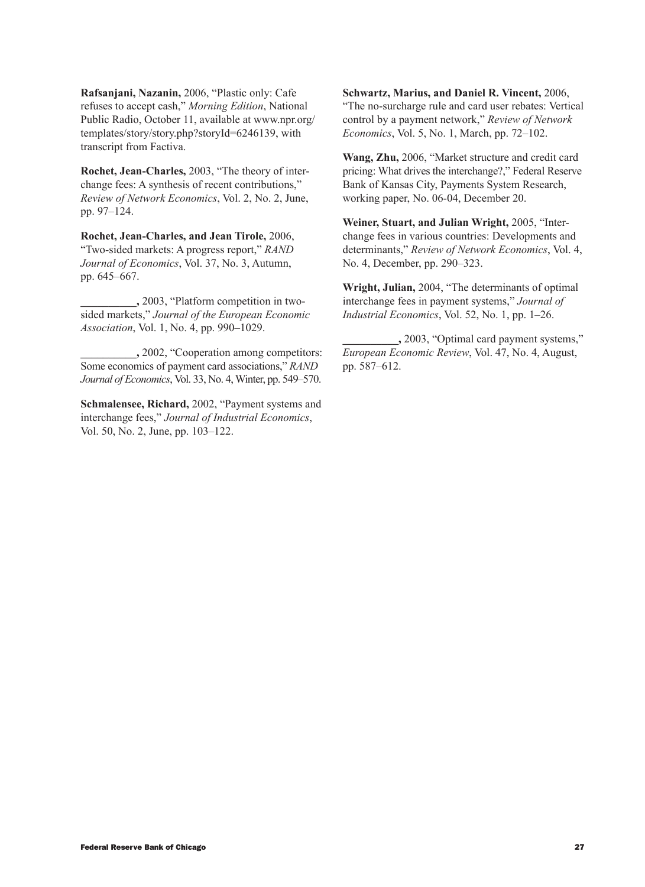**Rafsanjani, Nazanin,** 2006, "Plastic only: Cafe refuses to accept cash," *Morning Edition*, National Public Radio, October 11, available at www.npr.org/templates/story/story.php?storyId=6246139, with transcript from Factiva.

**Rochet, Jean-Charles,** 2003, "The theory of interchange fees: A synthesis of recent contributions," *Review of Network Economics*, Vol. 2, No. 2, June, pp. 97–124.

**Rochet, Jean-Charles, and Jean Tirole,** 2006, "Two-sided markets: A progress report," *RAND Journal of Economics*, Vol. 37, No. 3, Autumn, pp. 645–667.

**__________,** 2003, "Platform competition in two-sided markets," *Journal of the European Economic Association*, Vol. 1, No. 4, pp. 990–1029.

**__________,** 2002, "Cooperation among competitors: Some economics of payment card associations," *RAND Journal of Economics*, Vol. 33, No. 4, Winter, pp. 549–570.

**Schmalensee, Richard,** 2002, "Payment systems and interchange fees," *Journal of Industrial Economics*, Vol. 50, No. 2, June, pp. 103–122.

**Schwartz, Marius, and Daniel R. Vincent,** 2006, "The no-surcharge rule and card user rebates: Vertical control by a payment network," *Review of Network Economics*, Vol. 5, No. 1, March, pp. 72–102.

**Wang, Zhu,** 2006, "Market structure and credit card pricing: What drives the interchange?," Federal Reserve Bank of Kansas City, Payments System Research, working paper, No. 06-04, December 20.

**Weiner, Stuart, and Julian Wright,** 2005, "Interchange fees in various countries: Developments and determinants," *Review of Network Economics*, Vol. 4, No. 4, December, pp. 290–323.

**Wright, Julian,** 2004, "The determinants of optimal interchange fees in payment systems," *Journal of Industrial Economics*, Vol. 52, No. 1, pp. 1–26.

**__________,** 2003, "Optimal card payment systems," *European Economic Review*, Vol. 47, No. 4, August, pp. 587–612.